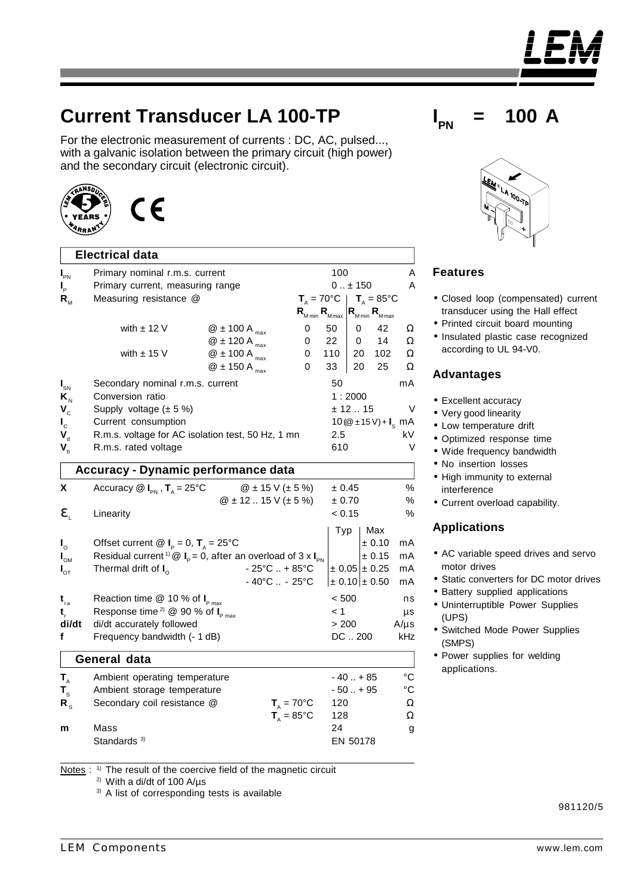# Current Transducer LA 100-TP

$I_{PN}$ = 100 A

For the electronic measurement of currents : DC, AC, pulsed..., with a galvanic isolation between the primary circuit (high power) and the secondary circuit (electronic circuit).

## Electrical data

| Symbol | Parameter | Condition | | | | | | Unit |
|---|---|---|---|---|---|---|---|---|
| $I_{PN}$ | Primary nominal r.m.s. current | | 100 | | | | | A |
| $I_P$ | Primary current, measuring range | | 0 .. ± 150 | | | | | A |
| $R_M$ | Measuring resistance @ | | $T_A$ = 70°C | | $T_A$ = 85°C | | | |
| | | | $R_{M\,min}$ | $R_{M\,max}$ | $R_{M\,min}$ | $R_{M\,max}$ | | |
| | with ± 12 V | @ ± 100 A $_{max}$ | 0 | 50 | 0 | 42 | | Ω |
| | | @ ± 120 A $_{max}$ | 0 | 22 | 0 | 14 | | Ω |
| | with ± 15 V | @ ± 100 A $_{max}$ | 0 | 110 | 20 | 102 | | Ω |
| | | @ ± 150 A $_{max}$ | 0 | 33 | 20 | 25 | | Ω |
| $I_{SN}$ | Secondary nominal r.m.s. current | | 50 | | | | | mA |
| $K_N$ | Conversion ratio | | 1 : 2000 | | | | | |
| $V_C$ | Supply voltage (± 5 %) | | ± 12 .. 15 | | | | | V |
| $I_C$ | Current consumption | | 10 (@ ± 15 V) + $I_S$ | | | | | mA |
| $V_d$ | R.m.s. voltage for AC isolation test, 50 Hz, 1 mn | | 2.5 | | | | | kV |
| $V_b$ | R.m.s. rated voltage | | 610 | | | | | V |

## Accuracy - Dynamic performance data

| Symbol | Parameter | Condition | Typ | Max | Unit |
|---|---|---|---|---|---|
| X | Accuracy @ $I_{PN}$, $T_A$ = 25°C | @ ± 15 V (± 5 %) | ± 0.45 | | % |
| | | @ ± 12 .. 15 V (± 5 %) | ± 0.70 | | % |
| $\varepsilon_L$ | Linearity | | < 0.15 | | % |
| $I_O$ | Offset current @ $I_P$ = 0, $T_A$ = 25°C | | | ± 0.10 | mA |
| $I_{OM}$ | Residual current [1] @ $I_P$ = 0, after an overload of 3 x $I_{PN}$ | | | ± 0.15 | mA |
| $I_{OT}$ | Thermal drift of $I_O$ | - 25°C .. + 85°C | ± 0.05 | ± 0.25 | mA |
| | | - 40°C .. - 25°C | ± 0.10 | ± 0.50 | mA |
| $t_{ra}$ | Reaction time @ 10 % of $I_{P\,max}$ | | < 500 | | ns |
| $t_r$ | Response time [2] @ 90 % of $I_{P\,max}$ | | < 1 | | µs |
| di/dt | di/dt accurately followed | | > 200 | | A/µs |
| f | Frequency bandwidth (- 1 dB) | | DC .. 200 | | kHz |

## General data

| Symbol | Parameter | Condition | Value | Unit |
|---|---|---|---|---|
| $T_A$ | Ambient operating temperature | | - 40 .. + 85 | °C |
| $T_S$ | Ambient storage temperature | | - 50 .. + 95 | °C |
| $R_S$ | Secondary coil resistance @ | $T_A$ = 70°C | 120 | Ω |
| | | $T_A$ = 85°C | 128 | Ω |
| m | Mass | | 24 | g |
| | Standards [3] | | EN 50178 | |

Notes : [1] The result of the coercive field of the magnetic circuit
[2] With a di/dt of 100 A/µs
[3] A list of corresponding tests is available

### Features

- Closed loop (compensated) current transducer using the Hall effect
- Printed circuit board mounting
- Insulated plastic case recognized according to UL 94-V0.

### Advantages

- Excellent accuracy
- Very good linearity
- Low temperature drift
- Optimized response time
- Wide frequency bandwidth
- No insertion losses
- High immunity to external interference
- Current overload capability.

### Applications

- AC variable speed drives and servo motor drives
- Static converters for DC motor drives
- Battery supplied applications
- Uninterruptible Power Supplies (UPS)
- Switched Mode Power Supplies (SMPS)
- Power supplies for welding applications.

981120/5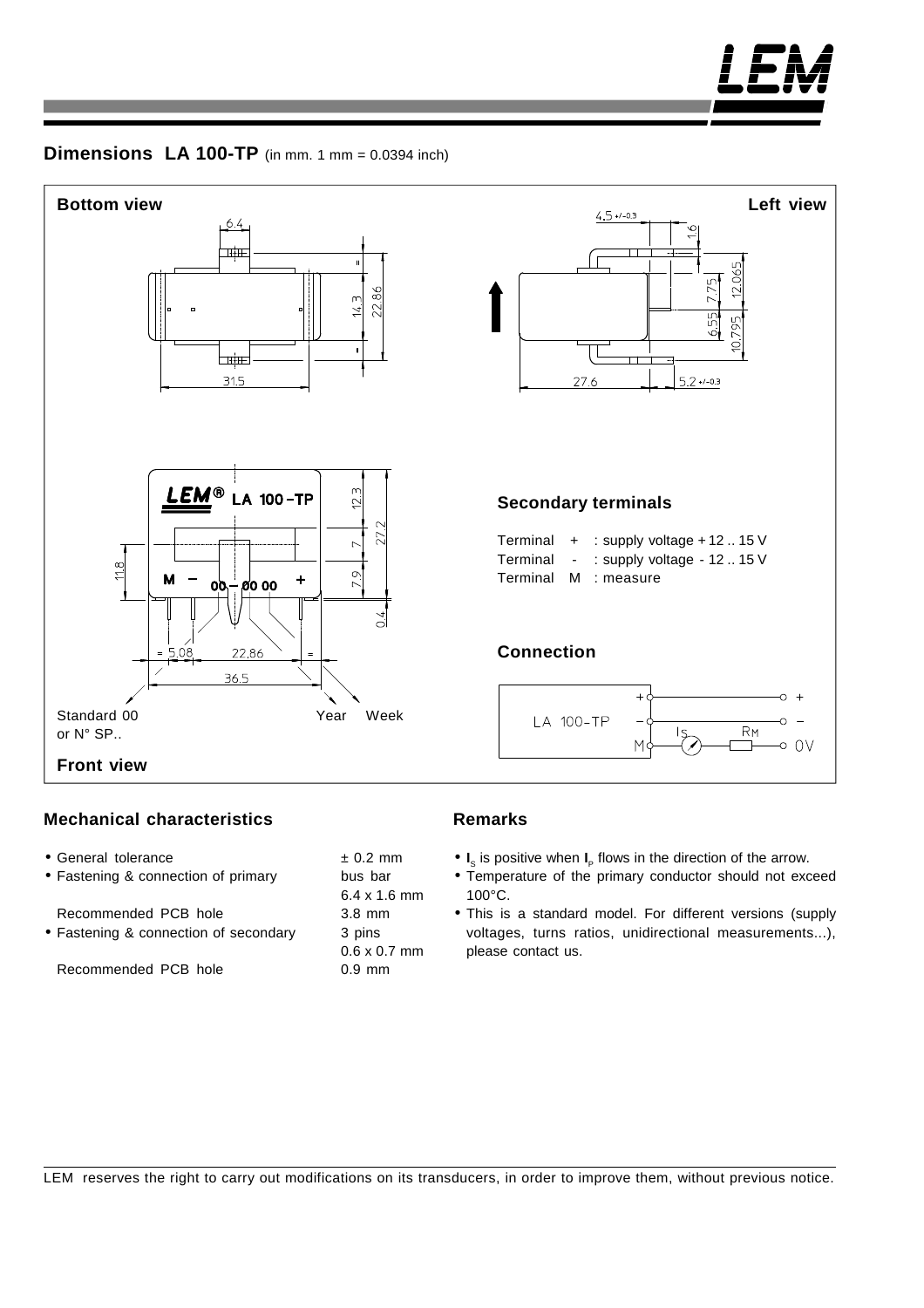## Dimensions LA 100-TP (in mm. 1 mm = 0.0394 inch)

**Bottom view**

6.4

14.3

22.86

31.5

**Left view**

4.5 +/-0.3

1.6

7.75

12.065

6.55

10.795

27.6

5.2 +/-0.3

LEM® LA 100-TP

M − 00 − 00 00 +

12.3

27.2

7

7.9

11.8

0.4

= 5.08

22.86

=

36.5

Standard 00
or N° SP..

Year Week

**Front view**

### Secondary terminals

Terminal + : supply voltage + 12 .. 15 V
Terminal - : supply voltage - 12 .. 15 V
Terminal M : measure

### Connection

LA 100-TP

+ +
− −
M $I_S$ $R_M$ 0V

### Mechanical characteristics

| | |
|---|---|
| • General tolerance | ± 0.2 mm |
| • Fastening & connection of primary | bus bar<br>6.4 x 1.6 mm |
| Recommended PCB hole | 3.8 mm |
| • Fastening & connection of secondary | 3 pins<br>0.6 x 0.7 mm |
| Recommended PCB hole | 0.9 mm |

### Remarks

- $\mathbf{I_S}$ is positive when $\mathbf{I_P}$ flows in the direction of the arrow.
- Temperature of the primary conductor should not exceed 100°C.
- This is a standard model. For different versions (supply voltages, turns ratios, unidirectional measurements...), please contact us.

LEM reserves the right to carry out modifications on its transducers, in order to improve them, without previous notice.